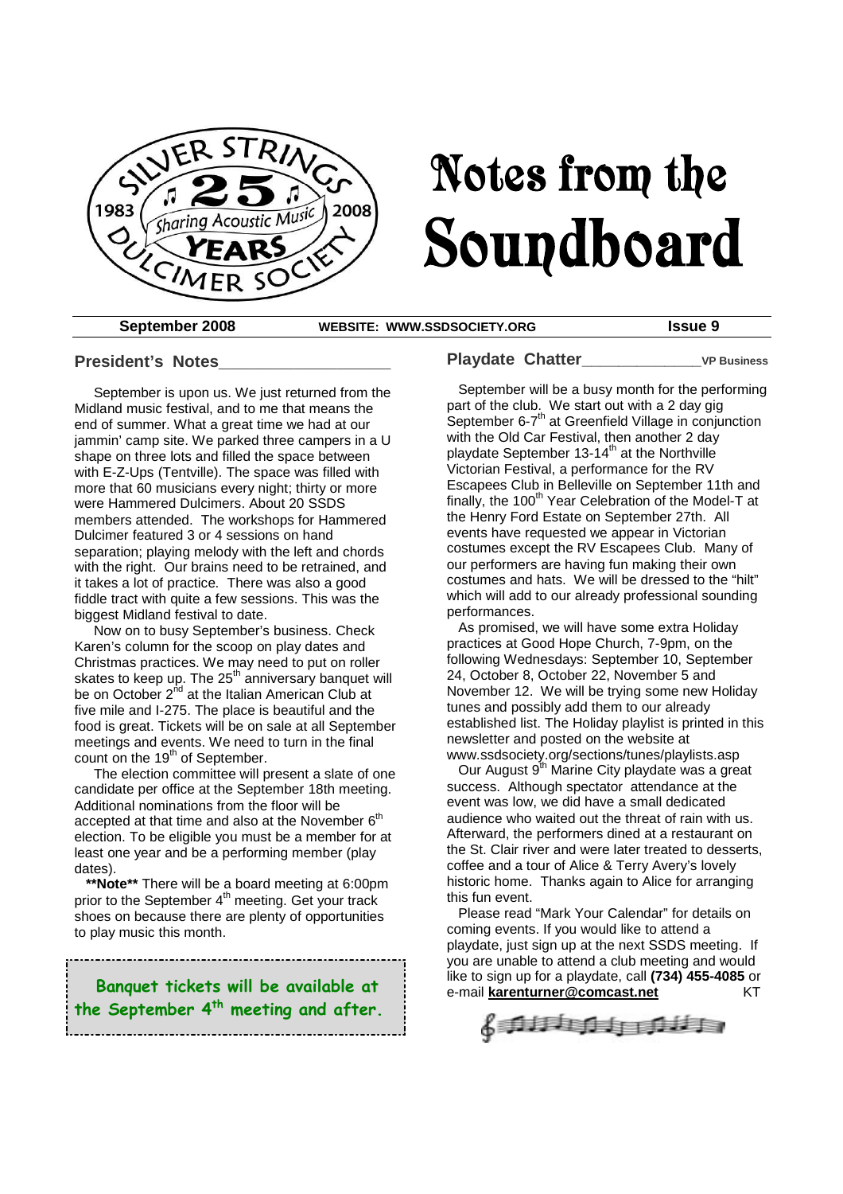# Notes from the Soundboard

**September 2008** | **WEBSITE: WWW.SSDSOCIETY.ORG** | **Issue 9**

## President's Notes

September is upon us. We just returned from the Midland music festival, and to me that means the end of summer. What a great time we had at our jammin' camp site. We parked three campers in a U shape on three lots and filled the space between with E-Z-Ups (Tentville). The space was filled with more that 60 musicians every night; thirty or more were Hammered Dulcimers. About 20 SSDS members attended. The workshops for Hammered Dulcimer featured 3 or 4 sessions on hand separation; playing melody with the left and chords with the right. Our brains need to be retrained, and it takes a lot of practice. There was also a good fiddle tract with quite a few sessions. This was the biggest Midland festival to date.

Now on to busy September's business. Check Karen's column for the scoop on play dates and Christmas practices. We may need to put on roller skates to keep up. The 25th anniversary banquet will be on October 2nd at the Italian American Club at five mile and I-275. The place is beautiful and the food is great. Tickets will be on sale at all September meetings and events. We need to turn in the final count on the 19th of September.

The election committee will present a slate of one candidate per office at the September 18th meeting. Additional nominations from the floor will be accepted at that time and also at the November 6th election. To be eligible you must be a member for at least one year and be a performing member (play dates).

**\*\*Note\*\*** There will be a board meeting at 6:00pm prior to the September 4th meeting. Get your track shoes on because there are plenty of opportunities to play music this month.

**Banquet tickets will be available at the September 4th meeting and after.**

## Playdate Chatter — VP Business

September will be a busy month for the performing part of the club. We start out with a 2 day gig September 6-7th at Greenfield Village in conjunction with the Old Car Festival, then another 2 day playdate September 13-14th at the Northville Victorian Festival, a performance for the RV Escapees Club in Belleville on September 11th and finally, the 100th Year Celebration of the Model-T at the Henry Ford Estate on September 27th. All events have requested we appear in Victorian costumes except the RV Escapees Club. Many of our performers are having fun making their own costumes and hats. We will be dressed to the "hilt" which will add to our already professional sounding performances.

As promised, we will have some extra Holiday practices at Good Hope Church, 7-9pm, on the following Wednesdays: September 10, September 24, October 8, October 22, November 5 and November 12. We will be trying some new Holiday tunes and possibly add them to our already established list. The Holiday playlist is printed in this newsletter and posted on the website at www.ssdsociety.org/sections/tunes/playlists.asp

Our August 9th Marine City playdate was a great success. Although spectator attendance at the event was low, we did have a small dedicated audience who waited out the threat of rain with us. Afterward, the performers dined at a restaurant on the St. Clair river and were later treated to desserts, coffee and a tour of Alice & Terry Avery's lovely historic home. Thanks again to Alice for arranging this fun event.

Please read "Mark Your Calendar" for details on coming events. If you would like to attend a playdate, just sign up at the next SSDS meeting. If you are unable to attend a club meeting and would like to sign up for a playdate, call **(734) 455-4085** or e-mail **karenturner@comcast.net** KT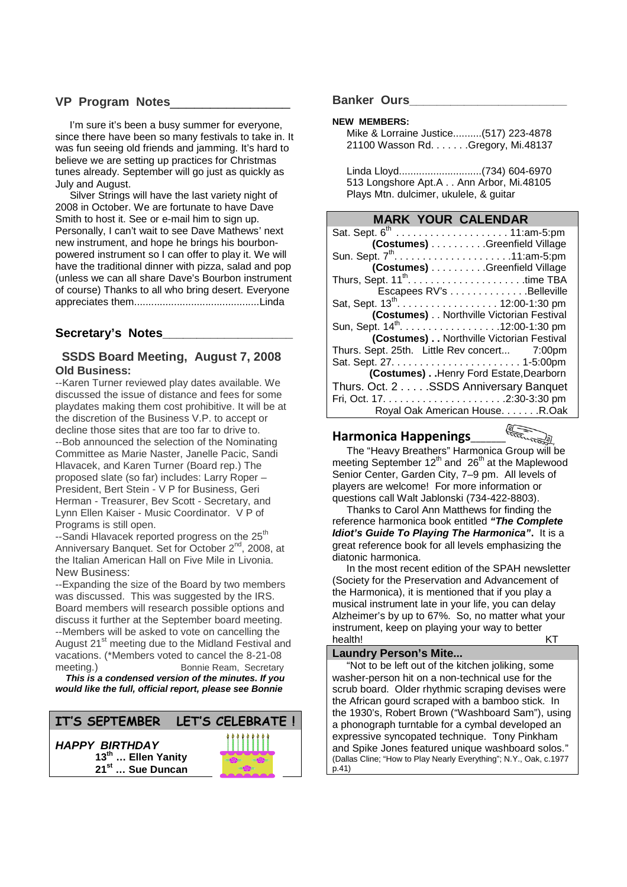## VP Program Notes

I'm sure it's been a busy summer for everyone, since there have been so many festivals to take in. It was fun seeing old friends and jamming. It's hard to believe we are setting up practices for Christmas tunes already. September will go just as quickly as July and August.

Silver Strings will have the last variety night of 2008 in October. We are fortunate to have Dave Smith to host it. See or e-mail him to sign up. Personally, I can't wait to see Dave Mathews' next new instrument, and hope he brings his bourbon-powered instrument so I can offer to play it. We will have the traditional dinner with pizza, salad and pop (unless we can all share Dave's Bourbon instrument of course) Thanks to all who bring desert. Everyone appreciates them............................................Linda

## Secretary's Notes

### SSDS Board Meeting, August 7, 2008

**Old Business:**

--Karen Turner reviewed play dates available. We discussed the issue of distance and fees for some playdates making them cost prohibitive. It will be at the discretion of the Business V.P. to accept or decline those sites that are too far to drive to.

--Bob announced the selection of the Nominating Committee as Marie Naster, Janelle Pacic, Sandi Hlavacek, and Karen Turner (Board rep.) The proposed slate (so far) includes: Larry Roper – President, Bert Stein - V P for Business, Geri Herman - Treasurer, Bev Scott - Secretary, and Lynn Ellen Kaiser - Music Coordinator. V P of Programs is still open.

--Sandi Hlavacek reported progress on the 25th Anniversary Banquet. Set for October 2nd, 2008, at the Italian American Hall on Five Mile in Livonia.

New Business:

--Expanding the size of the Board by two members was discussed. This was suggested by the IRS. Board members will research possible options and discuss it further at the September board meeting.

--Members will be asked to vote on cancelling the August 21st meeting due to the Midland Festival and vacations. (*Members voted to cancel the 8-21-08 meeting.) Bonnie Ream, Secretary

***This is a condensed version of the minutes. If you would like the full, official report, please see Bonnie***

## IT'S SEPTEMBER LET'S CELEBRATE !

***HAPPY BIRTHDAY***

**13th … Ellen Yanity**
**21st … Sue Duncan**

## Banker Ours

**NEW MEMBERS:**

Mike & Lorraine Justice..........(517) 223-4878
21100 Wasson Rd. . . . . . .Gregory, Mi.48137

Linda Lloyd.............................(734) 604-6970
513 Longshore Apt.A . . Ann Arbor, Mi.48105
Plays Mtn. dulcimer, ukulele, & guitar

## MARK YOUR CALENDAR

Sat. Sept. 6th . . . . . . . . . . . . . . . . . . . . 11:am-5:pm
**(Costumes)** . . . . . . . . . .Greenfield Village

Sun. Sept. 7th. . . . . . . . . . . . . . . . . . . . .11:am-5:pm
**(Costumes)** . . . . . . . . . .Greenfield Village

Thurs, Sept. 11th. . . . . . . . . . . . . . . . . . . . .time TBA
Escapees RV's . . . . . . . . . . . . . .Belleville

Sat, Sept. 13th. . . . . . . . . . . . . . . . . . 12:00-1:30 pm
**(Costumes)** . . Northville Victorian Festival

Sun, Sept. 14th. . . . . . . . . . . . . . . . . .12:00-1:30 pm
**(Costumes) . .** Northville Victorian Festival

Thurs. Sept. 25th. Little Rev concert... 7:00pm

Sat. Sept. 27. . . . . . . . . . . . . . . . . . . . . . . 1-5:00pm
**(Costumes) . .**Henry Ford Estate,Dearborn

Thurs. Oct. 2 . . . . .SSDS Anniversary Banquet

Fri, Oct. 17. . . . . . . . . . . . . . . . . . . . . .2:30-3:30 pm
Royal Oak American House. . . . . . .R.Oak

## Harmonica Happenings

The "Heavy Breathers" Harmonica Group will be meeting September 12th and 26th at the Maplewood Senior Center, Garden City, 7–9 pm. All levels of players are welcome! For more information or questions call Walt Jablonski (734-422-8803).

Thanks to Carol Ann Matthews for finding the reference harmonica book entitled ***"The Complete Idiot's Guide To Playing The Harmonica".*** It is a great reference book for all levels emphasizing the diatonic harmonica.

In the most recent edition of the SPAH newsletter (Society for the Preservation and Advancement of the Harmonica), it is mentioned that if you play a musical instrument late in your life, you can delay Alzheimer's by up to 67%. So, no matter what your instrument, keep on playing your way to better health! KT

## Laundry Person's Mite...

"Not to be left out of the kitchen joliking, some washer-person hit on a non-technical use for the scrub board. Older rhythmic scraping devises were the African gourd scraped with a bamboo stick. In the 1930's, Robert Brown ("Washboard Sam"), using a phonograph turntable for a cymbal developed an expressive syncopated technique. Tony Pinkham and Spike Jones featured unique washboard solos." (Dallas Cline; "How to Play Nearly Everything"; N.Y., Oak, c.1977 p.41)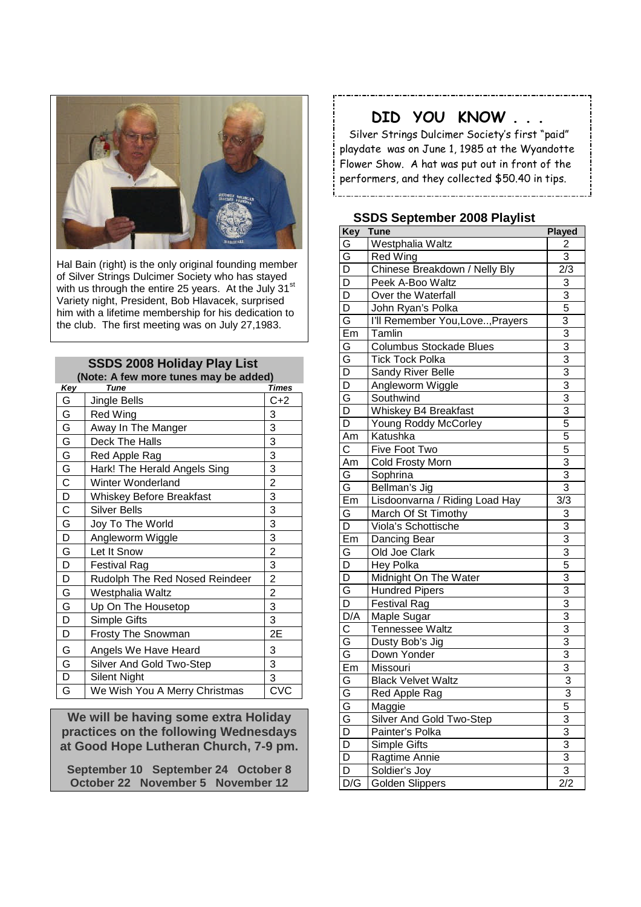Hal Bain (right) is the only original founding member of Silver Strings Dulcimer Society who has stayed with us through the entire 25 years. At the July 31st Variety night, President, Bob Hlavacek, surprised him with a lifetime membership for his dedication to the club. The first meeting was on July 27,1983.

## SSDS 2008 Holiday Play List

**(Note: A few more tunes may be added)**

| Key | Tune | Times |
|---|---|---|
| G | Jingle Bells | C+2 |
| G | Red Wing | 3 |
| G | Away In The Manger | 3 |
| G | Deck The Halls | 3 |
| G | Red Apple Rag | 3 |
| G | Hark! The Herald Angels Sing | 3 |
| C | Winter Wonderland | 2 |
| D | Whiskey Before Breakfast | 3 |
| C | Silver Bells | 3 |
| G | Joy To The World | 3 |
| D | Angleworm Wiggle | 3 |
| G | Let It Snow | 2 |
| D | Festival Rag | 3 |
| D | Rudolph The Red Nosed Reindeer | 2 |
| G | Westphalia Waltz | 2 |
| G | Up On The Housetop | 3 |
| D | Simple Gifts | 3 |
| D | Frosty The Snowman | 2E |
| G | Angels We Have Heard | 3 |
| G | Silver And Gold Two-Step | 3 |
| D | Silent Night | 3 |
| G | We Wish You A Merry Christmas | CVC |

**We will be having some extra Holiday practices on the following Wednesdays at Good Hope Lutheran Church, 7-9 pm.**

**September 10 September 24 October 8**
**October 22 November 5 November 12**

## DID YOU KNOW . . .

Silver Strings Dulcimer Society's first "paid" playdate was on June 1, 1985 at the Wyandotte Flower Show. A hat was put out in front of the performers, and they collected $50.40 in tips.

## SSDS September 2008 Playlist

| Key | Tune | Played |
|---|---|---|
| G | Westphalia Waltz | 2 |
| G | Red Wing | 3 |
| D | Chinese Breakdown / Nelly Bly | 2/3 |
| D | Peek A-Boo Waltz | 3 |
| D | Over the Waterfall | 3 |
| D | John Ryan's Polka | 5 |
| G | I'll Remember You,Love..,Prayers | 3 |
| Em | Tamlin | 3 |
| G | Columbus Stockade Blues | 3 |
| G | Tick Tock Polka | 3 |
| D | Sandy River Belle | 3 |
| D | Angleworm Wiggle | 3 |
| G | Southwind | 3 |
| D | Whiskey B4 Breakfast | 3 |
| D | Young Roddy McCorley | 5 |
| Am | Katushka | 5 |
| C | Five Foot Two | 5 |
| Am | Cold Frosty Morn | 3 |
| G | Sophrina | 3 |
| G | Bellman's Jig | 3 |
| Em | Lisdoonvarna / Riding Load Hay | 3/3 |
| G | March Of St Timothy | 3 |
| D | Viola's Schottische | 3 |
| Em | Dancing Bear | 3 |
| G | Old Joe Clark | 3 |
| D | Hey Polka | 5 |
| D | Midnight On The Water | 3 |
| G | Hundred Pipers | 3 |
| D | Festival Rag | 3 |
| D/A | Maple Sugar | 3 |
| C | Tennessee Waltz | 3 |
| G | Dusty Bob's Jig | 3 |
| G | Down Yonder | 3 |
| Em | Missouri | 3 |
| G | Black Velvet Waltz | 3 |
| G | Red Apple Rag | 3 |
| G | Maggie | 5 |
| G | Silver And Gold Two-Step | 3 |
| D | Painter's Polka | 3 |
| D | Simple Gifts | 3 |
| D | Ragtime Annie | 3 |
| D | Soldier's Joy | 3 |
| D/G | Golden Slippers | 2/2 |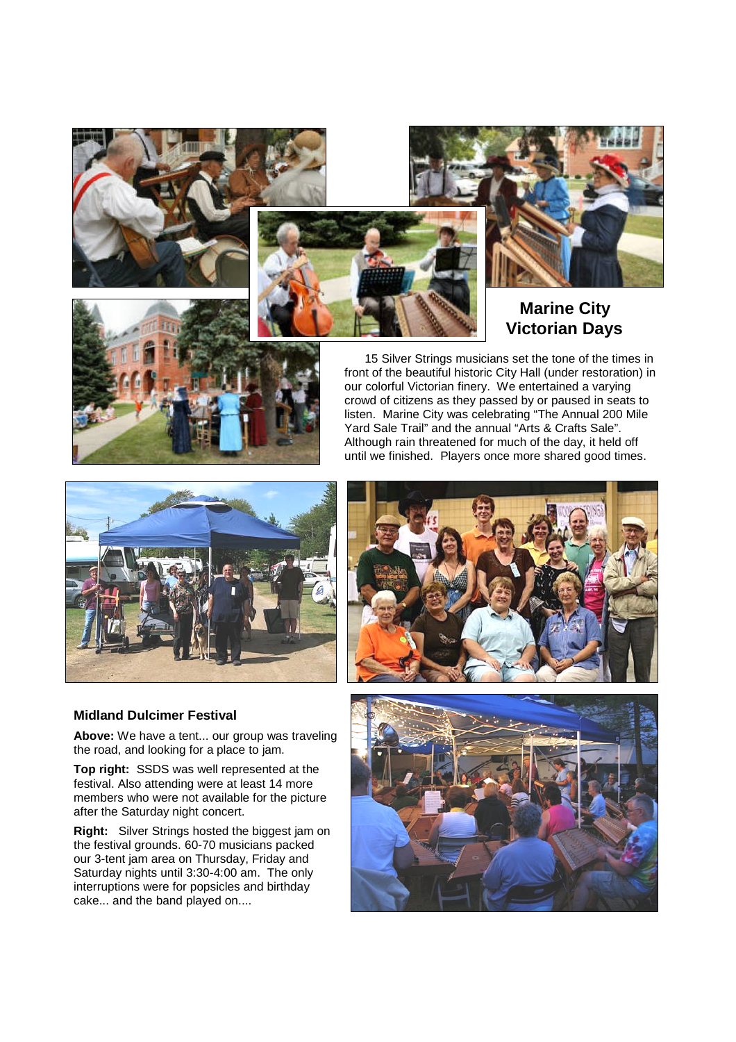## Marine City Victorian Days

15 Silver Strings musicians set the tone of the times in front of the beautiful historic City Hall (under restoration) in our colorful Victorian finery. We entertained a varying crowd of citizens as they passed by or paused in seats to listen. Marine City was celebrating "The Annual 200 Mile Yard Sale Trail" and the annual "Arts & Crafts Sale". Although rain threatened for much of the day, it held off until we finished. Players once more shared good times.

### Midland Dulcimer Festival

**Above:** We have a tent... our group was traveling the road, and looking for a place to jam.

**Top right:** SSDS was well represented at the festival. Also attending were at least 14 more members who were not available for the picture after the Saturday night concert.

**Right:** Silver Strings hosted the biggest jam on the festival grounds. 60-70 musicians packed our 3-tent jam area on Thursday, Friday and Saturday nights until 3:30-4:00 am. The only interruptions were for popsicles and birthday cake... and the band played on....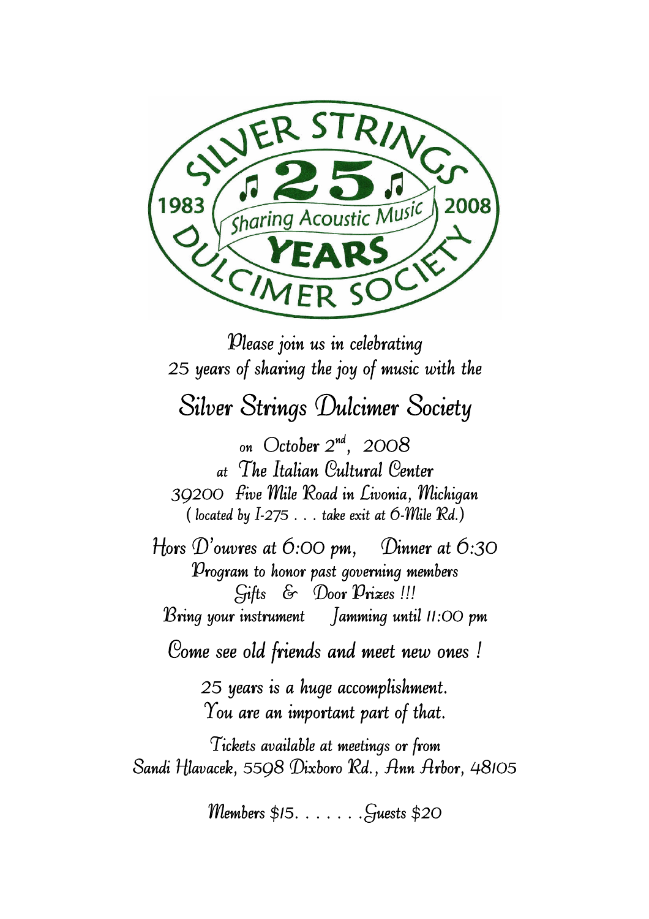SILVER STRINGS ♫ 25 ♫ YEARS DULCIMER SOCIETY

1983 — Sharing Acoustic Music — 2008

*Please join us in celebrating*
*25 years of sharing the joy of music with the*

# *Silver Strings Dulcimer Society*

*on October 2nd, 2008*
*at The Italian Cultural Center*
*39200 Five Mile Road in Livonia, Michigan*
*( located by I-275 . . . take exit at 6-Mile Rd.)*

*Hors D'ouvres at 6:00 pm, Dinner at 6:30*
*Program to honor past governing members*
*Gifts & Door Prizes !!!*
*Bring your instrument Jamming until 11:00 pm*

*Come see old friends and meet new ones !*

*25 years is a huge accomplishment.*
*You are an important part of that.*

*Tickets available at meetings or from*
*Sandi Hlavacek, 5598 Dixboro Rd., Ann Arbor, 48105*

*Members $15. . . . . . .Guests $20*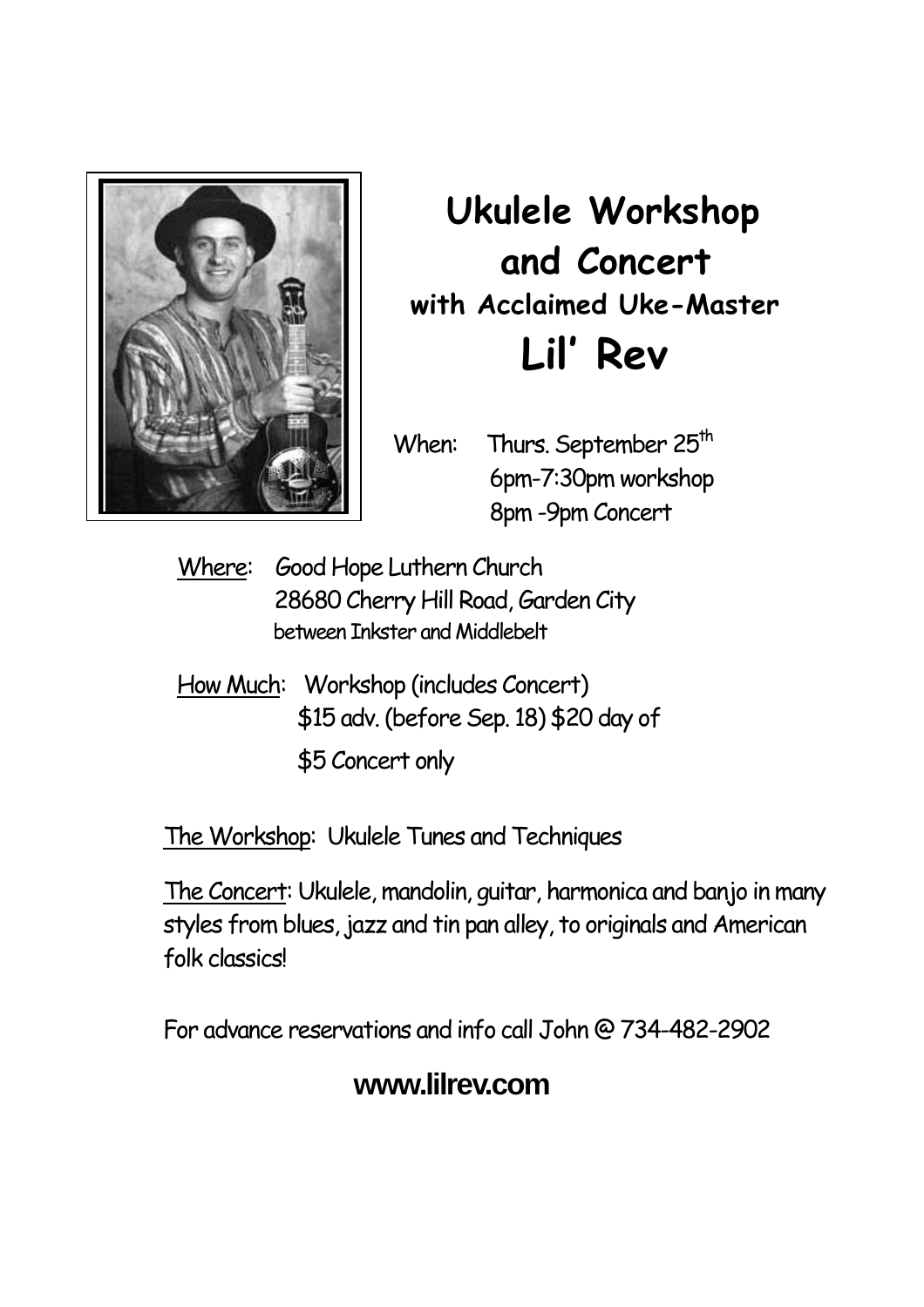# Ukulele Workshop and Concert

## with Acclaimed Uke-Master

# Lil' Rev

When: Thurs. September 25th
6pm-7:30pm workshop
8pm -9pm Concert

Where: Good Hope Luthern Church
28680 Cherry Hill Road, Garden City
between Inkster and Middlebelt

How Much: Workshop (includes Concert)
$15 adv. (before Sep. 18) $20 day of
$5 Concert only

The Workshop: Ukulele Tunes and Techniques

The Concert: Ukulele, mandolin, guitar, harmonica and banjo in many styles from blues, jazz and tin pan alley, to originals and American folk classics!

For advance reservations and info call John @ 734-482-2902

**www.lilrev.com**